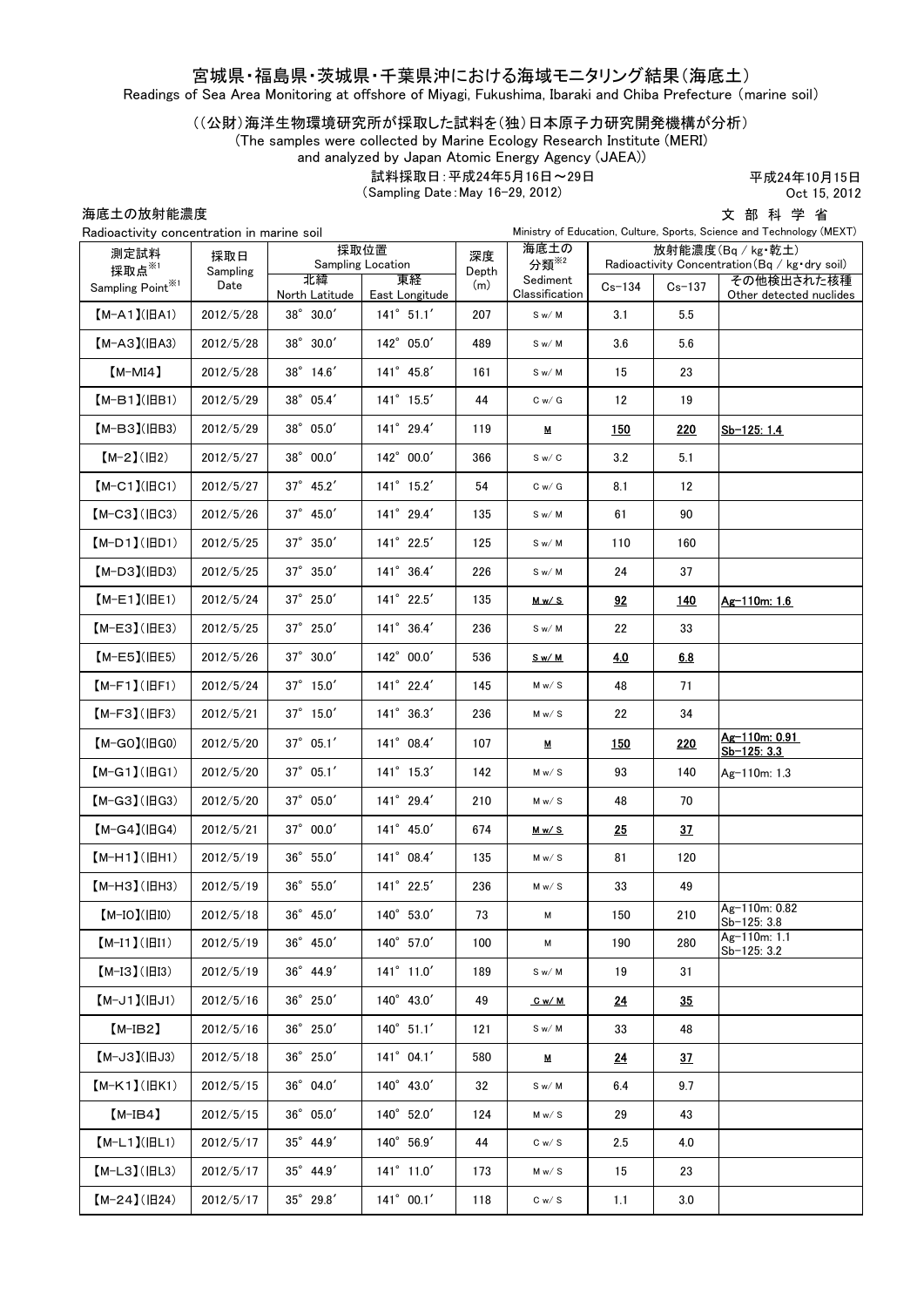# 宮城県・福島県・茨城県・千葉県沖における海域モニタリング結果（海底土）

Readings of Sea Area Monitoring at offshore of Miyagi, Fukushima, Ibaraki and Chiba Prefecture (marine soil)

（（公財）海洋生物環境研究所が採取した試料を（独）日本原子力研究開発機構が分析）

(The samples were collected by Marine Ecology Research Institute (MERI) and analyzed by Japan Atomic Energy Agency (JAEA))

試料採取日：平成24年5月16日～29日
(Sampling Date：May 16-29, 2012)

平成24年10月15日
Oct 15, 2012

文部科学省
Ministry of Education, Culture, Sports, Science and Technology (MEXT)

## 海底土の放射能濃度

Radioactivity concentration in marine soil

| 測定試料採取点※1 Sampling Point※1 | 採取日 Sampling Date | 採取位置 Sampling Location | | 深度 Depth (m) | 海底土の分類※2 Sediment Classification | 放射能濃度(Bq／kg・乾土) Radioactivity Concentration(Bq／kg・dry soil) | | |
|---|---|---|---|---|---|---|---|---|
| | | 北緯 North Latitude | 東経 East Longitude | | | Cs-134 | Cs-137 | その他検出された核種 Other detected nuclides |
| 【M-A1】(旧A1) | 2012/5/28 | 38° 30.0′ | 141° 51.1′ | 207 | S w/ M | 3.1 | 5.5 | |
| 【M-A3】(旧A3) | 2012/5/28 | 38° 30.0′ | 142° 05.0′ | 489 | S w/ M | 3.6 | 5.6 | |
| 【M-MI4】 | 2012/5/28 | 38° 14.6′ | 141° 45.8′ | 161 | S w/ M | 15 | 23 | |
| 【M-B1】(旧B1) | 2012/5/29 | 38° 05.4′ | 141° 15.5′ | 44 | C w/ G | 12 | 19 | |
| 【M-B3】(旧B3) | 2012/5/29 | 38° 05.0′ | 141° 29.4′ | 119 | M | 150 | 220 | Sb-125: 1.4 |
| 【M-2】(旧2) | 2012/5/27 | 38° 00.0′ | 142° 00.0′ | 366 | S w/ C | 3.2 | 5.1 | |
| 【M-C1】(旧C1) | 2012/5/27 | 37° 45.2′ | 141° 15.2′ | 54 | C w/ G | 8.1 | 12 | |
| 【M-C3】(旧C3) | 2012/5/26 | 37° 45.0′ | 141° 29.4′ | 135 | S w/ M | 61 | 90 | |
| 【M-D1】(旧D1) | 2012/5/25 | 37° 35.0′ | 141° 22.5′ | 125 | S w/ M | 110 | 160 | |
| 【M-D3】(旧D3) | 2012/5/25 | 37° 35.0′ | 141° 36.4′ | 226 | S w/ M | 24 | 37 | |
| 【M-E1】(旧E1) | 2012/5/24 | 37° 25.0′ | 141° 22.5′ | 135 | M w/ S | 92 | 140 | Ag-110m: 1.6 |
| 【M-E3】(旧E3) | 2012/5/25 | 37° 25.0′ | 141° 36.4′ | 236 | S w/ M | 22 | 33 | |
| 【M-E5】(旧E5) | 2012/5/26 | 37° 30.0′ | 142° 00.0′ | 536 | S w/ M | 4.0 | 6.8 | |
| 【M-F1】(旧F1) | 2012/5/24 | 37° 15.0′ | 141° 22.4′ | 145 | M w/ S | 48 | 71 | |
| 【M-F3】(旧F3) | 2012/5/21 | 37° 15.0′ | 141° 36.3′ | 236 | M w/ S | 22 | 34 | |
| 【M-G0】(旧G0) | 2012/5/20 | 37° 05.1′ | 141° 08.4′ | 107 | M | 150 | 220 | Ag-110m: 0.91 Sb-125: 3.3 |
| 【M-G1】(旧G1) | 2012/5/20 | 37° 05.1′ | 141° 15.3′ | 142 | M w/ S | 93 | 140 | Ag-110m: 1.3 |
| 【M-G3】(旧G3) | 2012/5/20 | 37° 05.0′ | 141° 29.4′ | 210 | M w/ S | 48 | 70 | |
| 【M-G4】(旧G4) | 2012/5/21 | 37° 00.0′ | 141° 45.0′ | 674 | M w/ S | 25 | 37 | |
| 【M-H1】(旧H1) | 2012/5/19 | 36° 55.0′ | 141° 08.4′ | 135 | M w/ S | 81 | 120 | |
| 【M-H3】(旧H3) | 2012/5/19 | 36° 55.0′ | 141° 22.5′ | 236 | M w/ S | 33 | 49 | |
| 【M-I0】(旧I0) | 2012/5/18 | 36° 45.0′ | 140° 53.0′ | 73 | M | 150 | 210 | Ag-110m: 0.82 Sb-125: 3.8 |
| 【M-I1】(旧I1) | 2012/5/19 | 36° 45.0′ | 140° 57.0′ | 100 | M | 190 | 280 | Ag-110m: 1.1 Sb-125: 3.2 |
| 【M-I3】(旧I3) | 2012/5/19 | 36° 44.9′ | 141° 11.0′ | 189 | S w/ M | 19 | 31 | |
| 【M-J1】(旧J1) | 2012/5/16 | 36° 25.0′ | 140° 43.0′ | 49 | C w/ M | 24 | 35 | |
| 【M-IB2】 | 2012/5/16 | 36° 25.0′ | 140° 51.1′ | 121 | S w/ M | 33 | 48 | |
| 【M-J3】(旧J3) | 2012/5/18 | 36° 25.0′ | 141° 04.1′ | 580 | M | 24 | 37 | |
| 【M-K1】(旧K1) | 2012/5/15 | 36° 04.0′ | 140° 43.0′ | 32 | S w/ M | 6.4 | 9.7 | |
| 【M-IB4】 | 2012/5/15 | 36° 05.0′ | 140° 52.0′ | 124 | M w/ S | 29 | 43 | |
| 【M-L1】(旧L1) | 2012/5/17 | 35° 44.9′ | 140° 56.9′ | 44 | C w/ S | 2.5 | 4.0 | |
| 【M-L3】(旧L3) | 2012/5/17 | 35° 44.9′ | 141° 11.0′ | 173 | M w/ S | 15 | 23 | |
| 【M-24】(旧24) | 2012/5/17 | 35° 29.8′ | 141° 00.1′ | 118 | C w/ S | 1.1 | 3.0 | |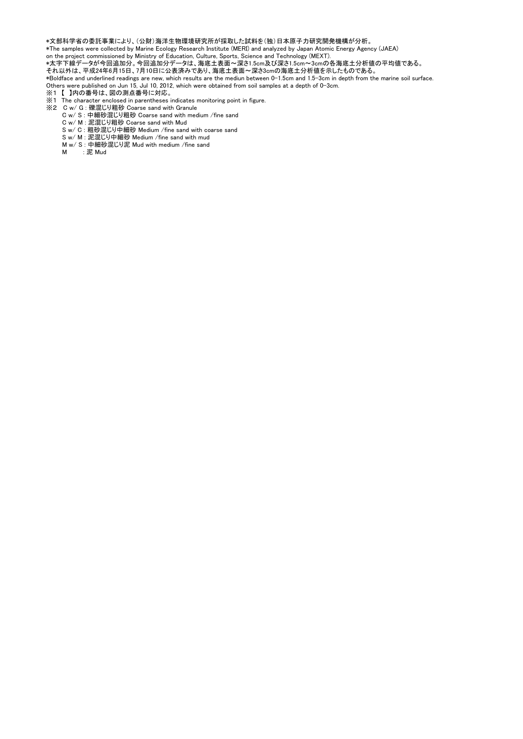*文部科学省の委託事業により、(公財)海洋生物環境研究所が採取した試料を(独)日本原子力研究開発機構が分析。
*The samples were collected by Marine Ecology Research Institute (MERI) and analyzed by Japan Atomic Energy Agency (JAEA) on the project commissioned by Ministry of Education, Culture, Sports, Science and Technology (MEXT).
*太字下線データが今回追加分。今回追加分データは、海底土表面～深さ1.5cm及び深さ1.5cm～3cmの各海底土分析値の平均値である。
それ以外は、平成24年6月15日、7月10日に公表済みであり、海底土表面～深さ3cmの海底土分析値を示したものである。
*Boldface and underlined readings are new, which results are the mediun between 0-1.5cm and 1.5-3cm in depth from the marine soil surface.
Others were published on Jun 15, Jul 10, 2012, which were obtained from soil samples at a depth of 0-3cm.

※1 【 】内の番号は、図の測点番号に対応。
※1 The character enclosed in parentheses indicates monitoring point in figure.

※2 C w/ G : 礫混じり粗砂 Coarse sand with Granule
C w/ S : 中細砂混じり粗砂 Coarse sand with medium /fine sand
C w/ M : 泥混じり粗砂 Coarse sand with Mud
S w/ C : 粗砂混じり中細砂 Medium /fine sand with coarse sand
S w/ M : 泥混じり中細砂 Medium /fine sand with mud
M w/ S : 中細砂混じり泥 Mud with medium /fine sand
M : 泥 Mud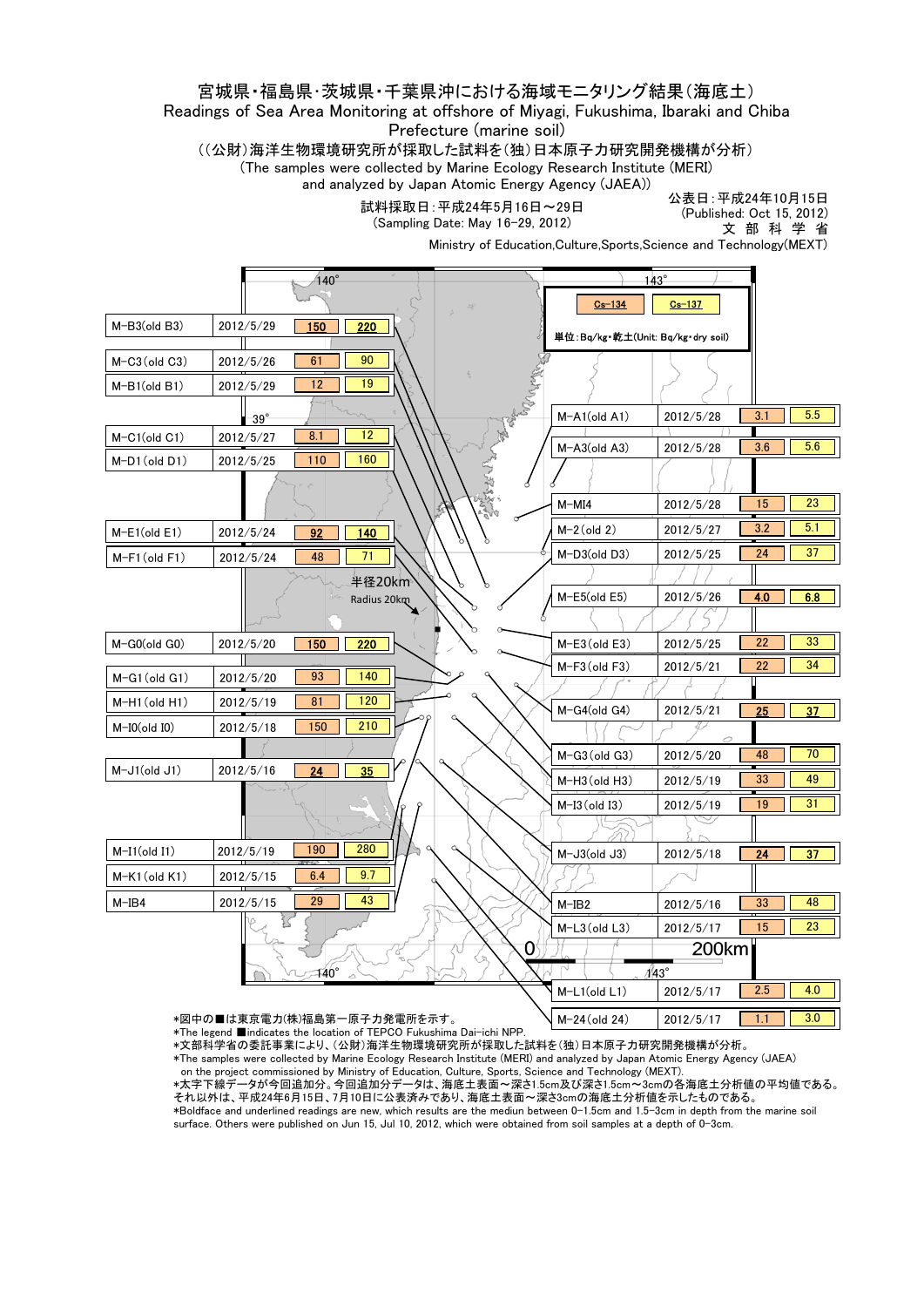# 宮城県・福島県・茨城県・千葉県沖における海域モニタリング結果（海底土）

## Readings of Sea Area Monitoring at offshore of Miyagi, Fukushima, Ibaraki and Chiba Prefecture (marine soil)

（(公財)海洋生物環境研究所が採取した試料を(独)日本原子力研究開発機構が分析）

(The samples were collected by Marine Ecology Research Institute (MERI) and analyzed by Japan Atomic Energy Agency (JAEA))

試料採取日：平成24年5月16日～29日
(Sampling Date: May 16-29, 2012)

公表日：平成24年10月15日
(Published: Oct 15, 2012)
文部科学省
Ministry of Education,Culture,Sports,Science and Technology(MEXT)

単位：Bq/kg・乾土(Unit: Bq/kg・dry soil)

| 地点 | 採取日 | Cs-134 | Cs-137 |
|---|---|---|---|
| M-B3(old B3) | 2012/5/29 | **150** | **220** |
| M-C3(old C3) | 2012/5/26 | 61 | 90 |
| M-B1(old B1) | 2012/5/29 | 12 | 19 |
| M-C1(old C1) | 2012/5/27 | 8.1 | 12 |
| M-D1(old D1) | 2012/5/25 | 110 | 160 |
| M-E1(old E1) | 2012/5/24 | **92** | **140** |
| M-F1(old F1) | 2012/5/24 | 48 | 71 |
| M-G0(old G0) | 2012/5/20 | **150** | **220** |
| M-G1(old G1) | 2012/5/20 | 93 | 140 |
| M-H1(old H1) | 2012/5/19 | 81 | 120 |
| M-I0(old I0) | 2012/5/18 | 150 | 210 |
| M-J1(old J1) | 2012/5/16 | **24** | **35** |
| M-I1(old I1) | 2012/5/19 | 190 | 280 |
| M-K1(old K1) | 2012/5/15 | 6.4 | 9.7 |
| M-IB4 | 2012/5/15 | 29 | 43 |
| M-A1(old A1) | 2012/5/28 | 3.1 | 5.5 |
| M-A3(old A3) | 2012/5/28 | 3.6 | 5.6 |
| M-MI4 | 2012/5/28 | 15 | 23 |
| M-2(old 2) | 2012/5/27 | 3.2 | 5.1 |
| M-D3(old D3) | 2012/5/25 | 24 | 37 |
| M-E5(old E5) | 2012/5/26 | **4.0** | **6.8** |
| M-E3(old E3) | 2012/5/25 | 22 | 33 |
| M-F3(old F3) | 2012/5/21 | 22 | 34 |
| M-G4(old G4) | 2012/5/21 | **25** | **37** |
| M-G3(old G3) | 2012/5/20 | 48 | 70 |
| M-H3(old H3) | 2012/5/19 | 33 | 49 |
| M-I3(old I3) | 2012/5/19 | 19 | 31 |
| M-J3(old J3) | 2012/5/18 | **24** | **37** |
| M-IB2 | 2012/5/16 | 33 | 48 |
| M-L3(old L3) | 2012/5/17 | 15 | 23 |
| M-L1(old L1) | 2012/5/17 | 2.5 | 4.0 |
| M-24(old 24) | 2012/5/17 | 1.1 | 3.0 |

半径20km
Radius 20km

*図中の■は東京電力(株)福島第一原子力発電所を示す。
*The legend ■indicates the location of TEPCO Fukushima Dai-ichi NPP.

*文部科学省の委託事業により、(公財)海洋生物環境研究所が採取した試料を(独)日本原子力研究開発機構が分析。
*The samples were collected by Marine Ecology Research Institute (MERI) and analyzed by Japan Atomic Energy Agency (JAEA) on the project commissioned by Ministry of Education, Culture, Sports, Science and Technology (MEXT).

*太字下線データが今回追加分。今回追加分データは、海底土表面～深さ1.5cm及び深さ1.5cm～3cmの各海底土分析値の平均値である。それ以外は、平成24年6月15日、7月10日に公表済みであり、海底土表面～深さ3cmの海底土分析値を示したものである。
*Boldface and underlined readings are new, which results are the mediun between 0-1.5cm and 1.5-3cm in depth from the marine soil surface. Others were published on Jun 15, Jul 10, 2012, which were obtained from soil samples at a depth of 0-3cm.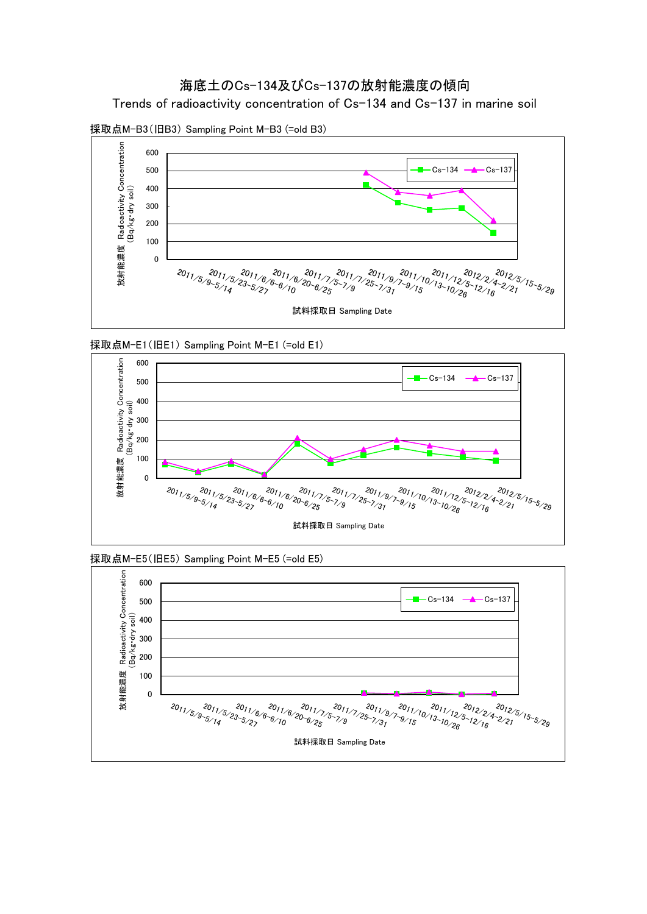# 海底土のCs-134及びCs-137の放射能濃度の傾向

## Trends of radioactivity concentration of Cs-134 and Cs-137 in marine soil

採取点M-B3（旧B3） Sampling Point M-B3 (=old B3)

放射能濃度 Radioactivity Concentration (Bq/kg・dry soil)

600
500
400
300
200
100
0

Cs-134 Cs-137

2011/5/9-5/14, 2011/5/23-5/27, 2011/6/6-6/10, 2011/6/20-6/25, 2011/7/5-7/9, 2011/7/25-7/31, 2011/9/7-9/15, 2011/10/13-10/26, 2011/12/5-12/16, 2012/2/4-2/21, 2012/5/15-5/29

試料採取日 Sampling Date

採取点M-E1（旧E1） Sampling Point M-E1 (=old E1)

放射能濃度 Radioactivity Concentration (Bq/kg・dry soil)

600
500
400
300
200
100
0

Cs-134 Cs-137

2011/5/9-5/14, 2011/5/23-5/27, 2011/6/6-6/10, 2011/6/20-6/25, 2011/7/5-7/9, 2011/7/25-7/31, 2011/9/7-9/15, 2011/10/13-10/26, 2011/12/5-12/16, 2012/2/4-2/21, 2012/5/15-5/29

試料採取日 Sampling Date

採取点M-E5（旧E5） Sampling Point M-E5 (=old E5)

放射能濃度 Radioactivity Concentration (Bq/kg・dry soil)

600
500
400
300
200
100
0

Cs-134 Cs-137

2011/5/9-5/14, 2011/5/23-5/27, 2011/6/6-6/10, 2011/6/20-6/25, 2011/7/5-7/9, 2011/7/25-7/31, 2011/9/7-9/15, 2011/10/13-10/26, 2011/12/5-12/16, 2012/2/4-2/21, 2012/5/15-5/29

試料採取日 Sampling Date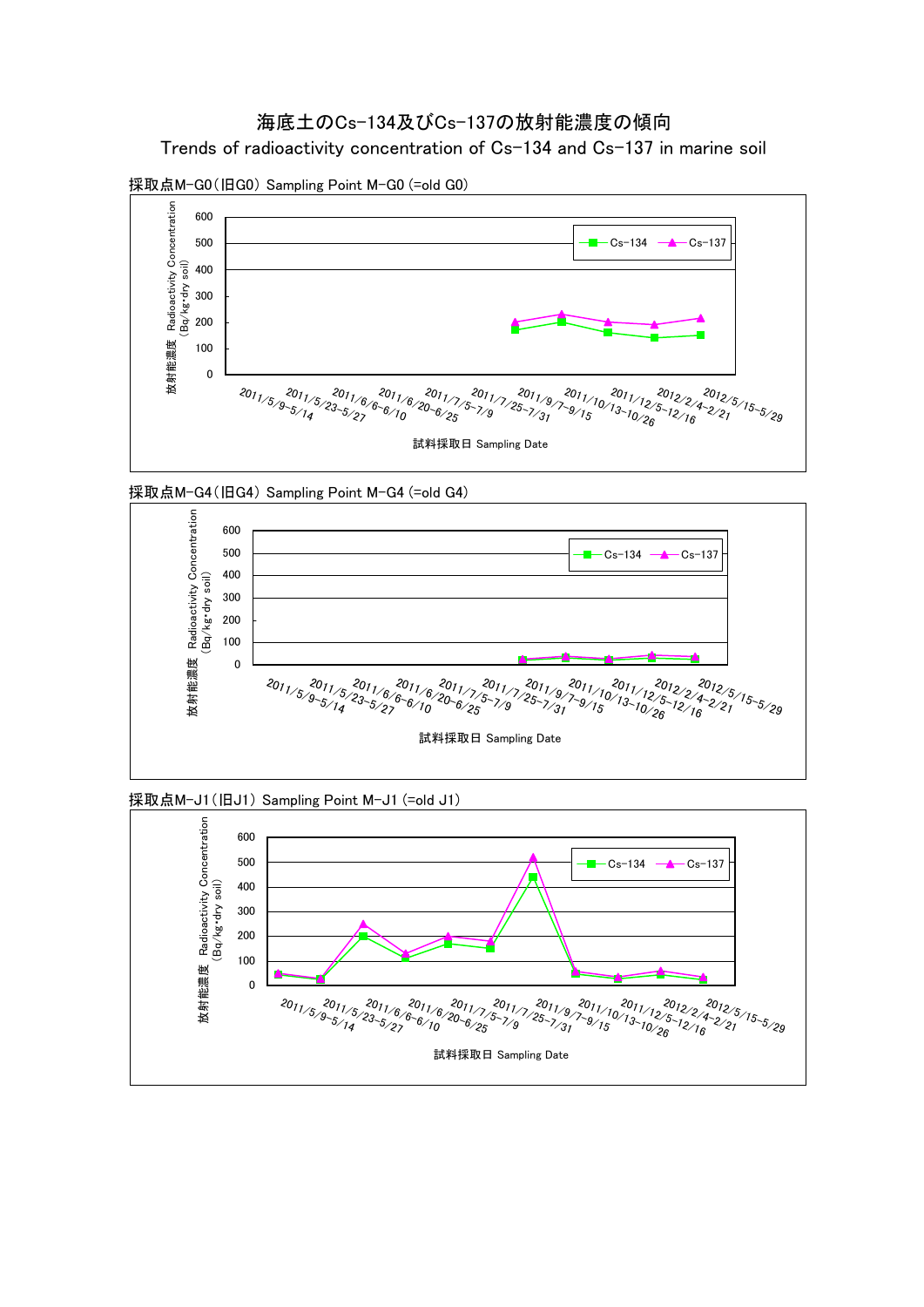# 海底土のCs-134及びCs-137の放射能濃度の傾向

## Trends of radioactivity concentration of Cs-134 and Cs-137 in marine soil

採取点M-G0（旧G0） Sampling Point M-G0 (=old G0)

放射能濃度 Radioactivity Concentration (Bq/kg･dry soil)

Cs-134　Cs-137

2011/5/9-5/14　2011/5/23-5/27　2011/6/6-6/10　2011/6/20-6/25　2011/7/5-7/9　2011/7/25-7/31　2011/9/7-9/15　2011/10/13-10/26　2011/12/5-12/16　2012/2/4-2/21　2012/5/15-5/29

試料採取日 Sampling Date

採取点M-G4（旧G4） Sampling Point M-G4 (=old G4)

放射能濃度 Radioactivity Concentration (Bq/kg･dry soil)

Cs-134　Cs-137

2011/5/9-5/14　2011/5/23-5/27　2011/6/6-6/10　2011/6/20-6/25　2011/7/5-7/9　2011/7/25-7/31　2011/9/7-9/15　2011/10/13-10/26　2011/12/5-12/16　2012/2/4-2/21　2012/5/15-5/29

試料採取日 Sampling Date

採取点M-J1（旧J1） Sampling Point M-J1 (=old J1)

放射能濃度 Radioactivity Concentration (Bq/kg･dry soil)

Cs-134　Cs-137

2011/5/9-5/14　2011/5/23-5/27　2011/6/6-6/10　2011/6/20-6/25　2011/7/5-7/9　2011/7/25-7/31　2011/9/7-9/15　2011/10/13-10/26　2011/12/5-12/16　2012/2/4-2/21　2012/5/15-5/29

試料採取日 Sampling Date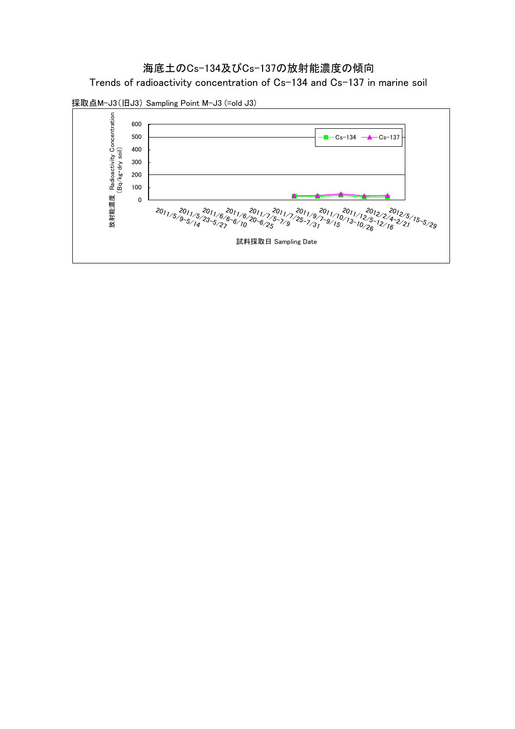# 海底土のCs-134及びCs-137の放射能濃度の傾向

Trends of radioactivity concentration of Cs-134 and Cs-137 in marine soil

採取点M-J3（旧J3） Sampling Point M-J3 (=old J3)

放射能濃度 Radioactivity Concentration (Bq/kg･dry soil)

600
500
400
300
200
100
0

Cs-134
Cs-137

2011/5/9-5/14
2011/5/23-5/27
2011/6/6-6/10
2011/6/20-6/25
2011/7/5-7/9
2011/7/25-7/31
2011/9/7-9/15
2011/10/13-10/26
2011/12/5-12/16
2012/2/4-2/21
2012/5/15-5/29

試料採取日 Sampling Date